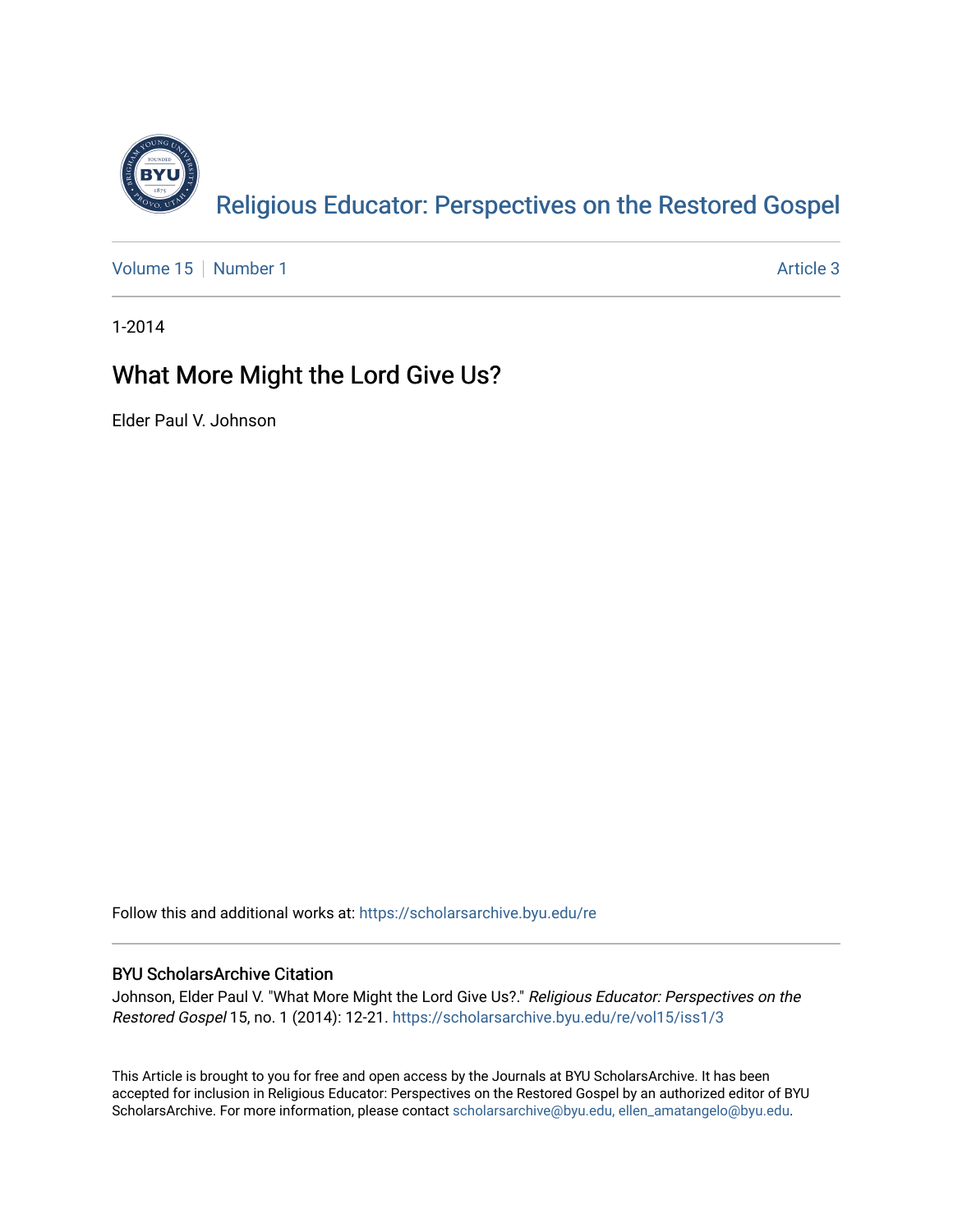# Religious Educator: Perspectives on the Restored Gospel

Volume 15 | Number 1 | Article 3

1-2014

## What More Might the Lord Give Us?

Elder Paul V. Johnson

Follow this and additional works at: https://scholarsarchive.byu.edu/re

### BYU ScholarsArchive Citation

Johnson, Elder Paul V. "What More Might the Lord Give Us?." *Religious Educator: Perspectives on the Restored Gospel* 15, no. 1 (2014): 12-21. https://scholarsarchive.byu.edu/re/vol15/iss1/3

This Article is brought to you for free and open access by the Journals at BYU ScholarsArchive. It has been accepted for inclusion in Religious Educator: Perspectives on the Restored Gospel by an authorized editor of BYU ScholarsArchive. For more information, please contact scholarsarchive@byu.edu, ellen_amatangelo@byu.edu.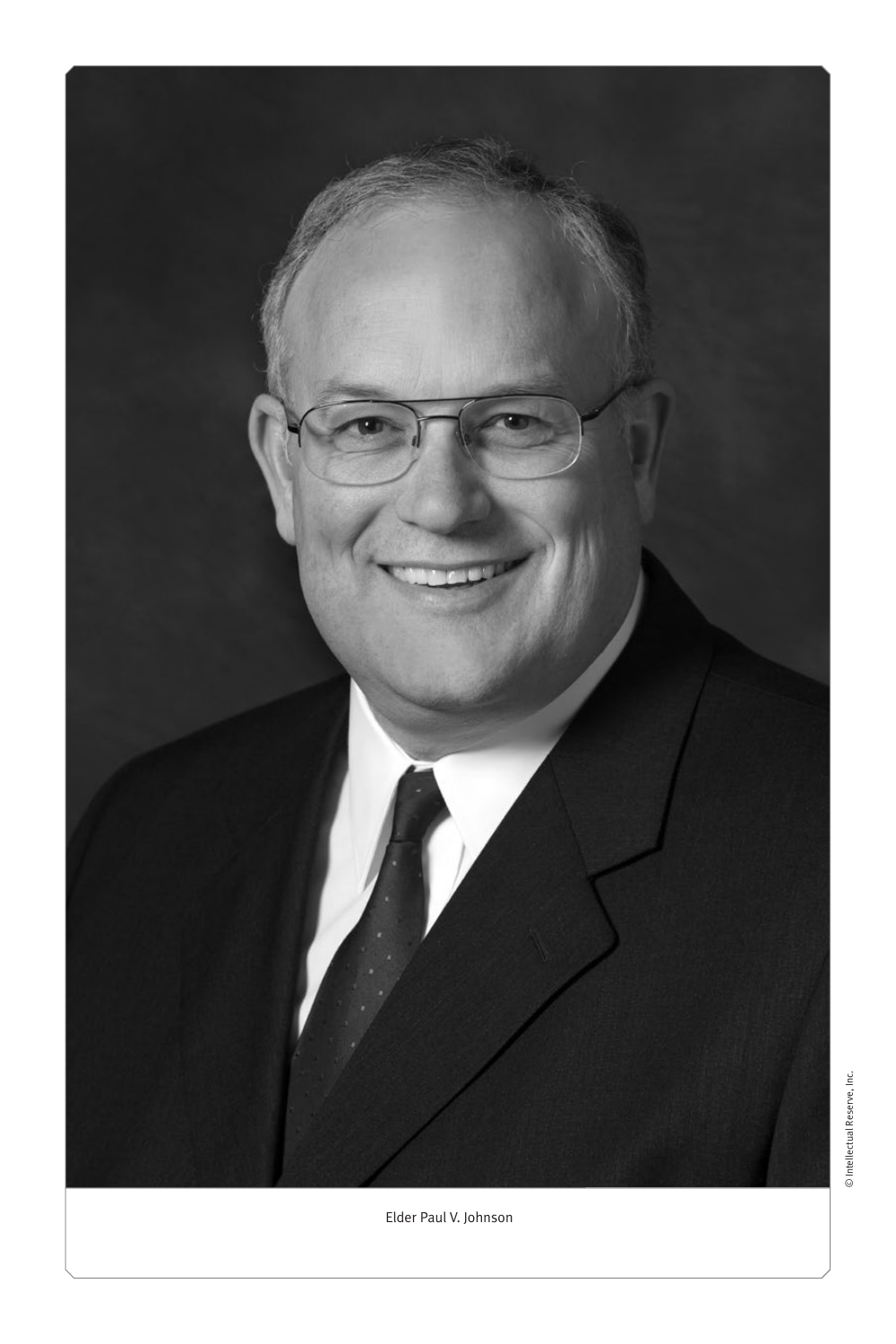Elder Paul V. Johnson

© Intellectual Reserve, Inc.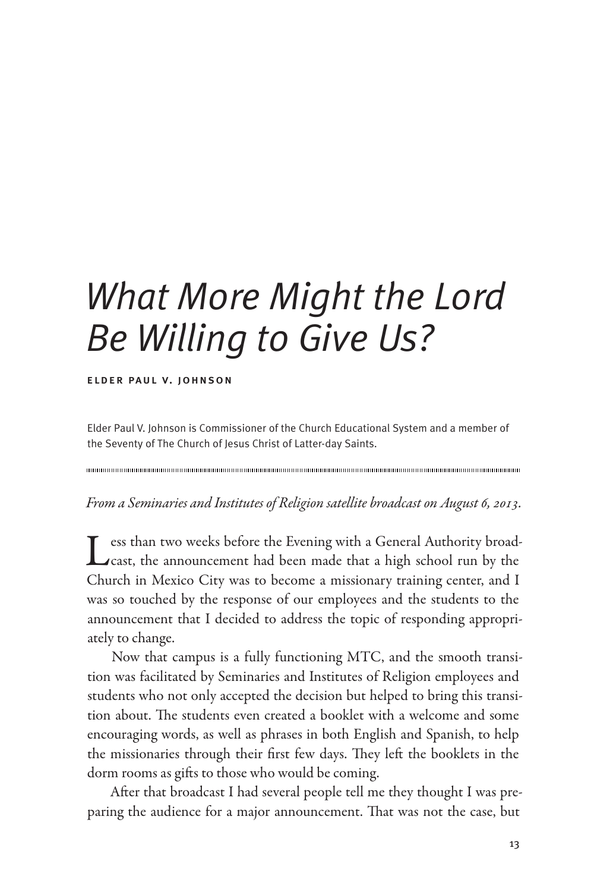# What More Might the Lord Be Willing to Give Us?

**ELDER PAUL V. JOHNSON**

Elder Paul V. Johnson is Commissioner of the Church Educational System and a member of the Seventy of The Church of Jesus Christ of Latter-day Saints.

---

*From a Seminaries and Institutes of Religion satellite broadcast on August 6, 2013.*

Less than two weeks before the Evening with a General Authority broadcast, the announcement had been made that a high school run by the Church in Mexico City was to become a missionary training center, and I was so touched by the response of our employees and the students to the announcement that I decided to address the topic of responding appropriately to change.

Now that campus is a fully functioning MTC, and the smooth transition was facilitated by Seminaries and Institutes of Religion employees and students who not only accepted the decision but helped to bring this transition about. The students even created a booklet with a welcome and some encouraging words, as well as phrases in both English and Spanish, to help the missionaries through their first few days. They left the booklets in the dorm rooms as gifts to those who would be coming.

After that broadcast I had several people tell me they thought I was preparing the audience for a major announcement. That was not the case, but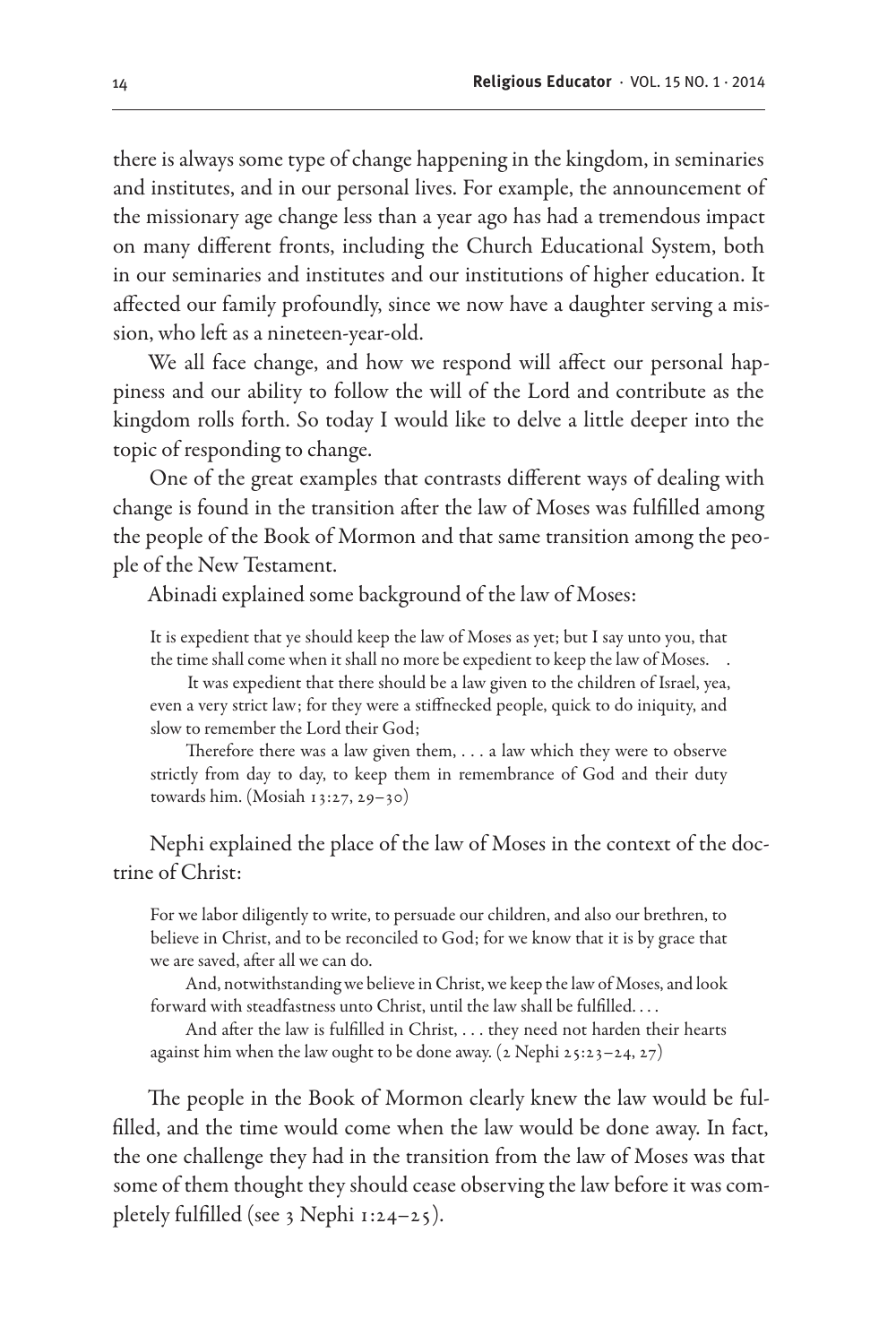there is always some type of change happening in the kingdom, in seminaries and institutes, and in our personal lives. For example, the announcement of the missionary age change less than a year ago has had a tremendous impact on many different fronts, including the Church Educational System, both in our seminaries and institutes and our institutions of higher education. It affected our family profoundly, since we now have a daughter serving a mission, who left as a nineteen-year-old.

We all face change, and how we respond will affect our personal happiness and our ability to follow the will of the Lord and contribute as the kingdom rolls forth. So today I would like to delve a little deeper into the topic of responding to change.

One of the great examples that contrasts different ways of dealing with change is found in the transition after the law of Moses was fulfilled among the people of the Book of Mormon and that same transition among the people of the New Testament.

Abinadi explained some background of the law of Moses:

> It is expedient that ye should keep the law of Moses as yet; but I say unto you, that the time shall come when it shall no more be expedient to keep the law of Moses. .
>
> It was expedient that there should be a law given to the children of Israel, yea, even a very strict law; for they were a stiffnecked people, quick to do iniquity, and slow to remember the Lord their God;
>
> Therefore there was a law given them, . . . a law which they were to observe strictly from day to day, to keep them in remembrance of God and their duty towards him. (Mosiah 13:27, 29–30)

Nephi explained the place of the law of Moses in the context of the doctrine of Christ:

> For we labor diligently to write, to persuade our children, and also our brethren, to believe in Christ, and to be reconciled to God; for we know that it is by grace that we are saved, after all we can do.
>
> And, notwithstanding we believe in Christ, we keep the law of Moses, and look forward with steadfastness unto Christ, until the law shall be fulfilled. . . .
>
> And after the law is fulfilled in Christ, . . . they need not harden their hearts against him when the law ought to be done away. (2 Nephi 25:23–24, 27)

The people in the Book of Mormon clearly knew the law would be fulfilled, and the time would come when the law would be done away. In fact, the one challenge they had in the transition from the law of Moses was that some of them thought they should cease observing the law before it was completely fulfilled (see 3 Nephi 1:24–25).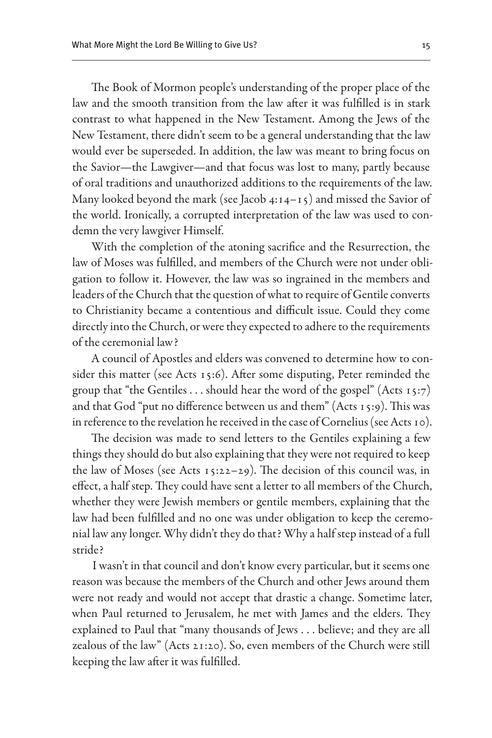The Book of Mormon people's understanding of the proper place of the law and the smooth transition from the law after it was fulfilled is in stark contrast to what happened in the New Testament. Among the Jews of the New Testament, there didn't seem to be a general understanding that the law would ever be superseded. In addition, the law was meant to bring focus on the Savior—the Lawgiver—and that focus was lost to many, partly because of oral traditions and unauthorized additions to the requirements of the law. Many looked beyond the mark (see Jacob 4:14–15) and missed the Savior of the world. Ironically, a corrupted interpretation of the law was used to condemn the very lawgiver Himself.

With the completion of the atoning sacrifice and the Resurrection, the law of Moses was fulfilled, and members of the Church were not under obligation to follow it. However, the law was so ingrained in the members and leaders of the Church that the question of what to require of Gentile converts to Christianity became a contentious and difficult issue. Could they come directly into the Church, or were they expected to adhere to the requirements of the ceremonial law?

A council of Apostles and elders was convened to determine how to consider this matter (see Acts 15:6). After some disputing, Peter reminded the group that "the Gentiles . . . should hear the word of the gospel" (Acts 15:7) and that God "put no difference between us and them" (Acts 15:9). This was in reference to the revelation he received in the case of Cornelius (see Acts 10).

The decision was made to send letters to the Gentiles explaining a few things they should do but also explaining that they were not required to keep the law of Moses (see Acts 15:22–29). The decision of this council was, in effect, a half step. They could have sent a letter to all members of the Church, whether they were Jewish members or gentile members, explaining that the law had been fulfilled and no one was under obligation to keep the ceremonial law any longer. Why didn't they do that? Why a half step instead of a full stride?

I wasn't in that council and don't know every particular, but it seems one reason was because the members of the Church and other Jews around them were not ready and would not accept that drastic a change. Sometime later, when Paul returned to Jerusalem, he met with James and the elders. They explained to Paul that "many thousands of Jews . . . believe; and they are all zealous of the law" (Acts 21:20). So, even members of the Church were still keeping the law after it was fulfilled.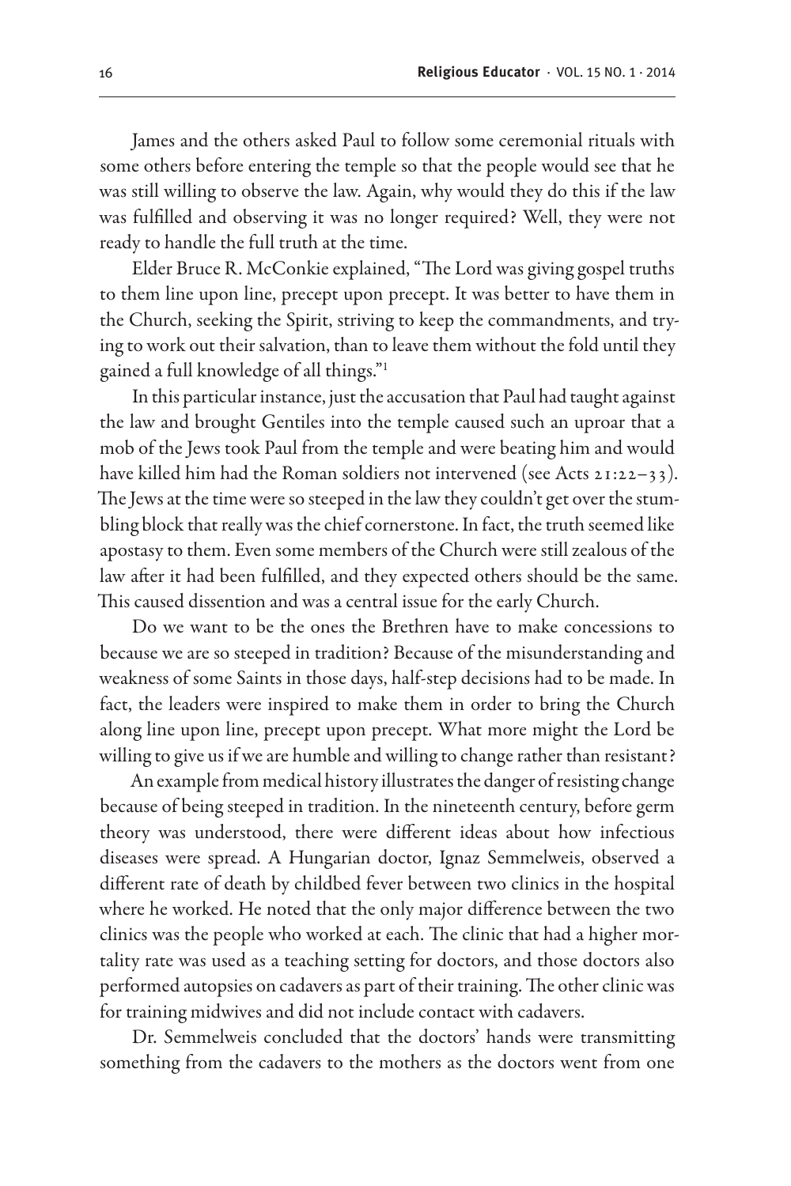James and the others asked Paul to follow some ceremonial rituals with some others before entering the temple so that the people would see that he was still willing to observe the law. Again, why would they do this if the law was fulfilled and observing it was no longer required? Well, they were not ready to handle the full truth at the time.

Elder Bruce R. McConkie explained, "The Lord was giving gospel truths to them line upon line, precept upon precept. It was better to have them in the Church, seeking the Spirit, striving to keep the commandments, and trying to work out their salvation, than to leave them without the fold until they gained a full knowledge of all things."[1]

In this particular instance, just the accusation that Paul had taught against the law and brought Gentiles into the temple caused such an uproar that a mob of the Jews took Paul from the temple and were beating him and would have killed him had the Roman soldiers not intervened (see Acts 21:22–33). The Jews at the time were so steeped in the law they couldn't get over the stumbling block that really was the chief cornerstone. In fact, the truth seemed like apostasy to them. Even some members of the Church were still zealous of the law after it had been fulfilled, and they expected others should be the same. This caused dissention and was a central issue for the early Church.

Do we want to be the ones the Brethren have to make concessions to because we are so steeped in tradition? Because of the misunderstanding and weakness of some Saints in those days, half-step decisions had to be made. In fact, the leaders were inspired to make them in order to bring the Church along line upon line, precept upon precept. What more might the Lord be willing to give us if we are humble and willing to change rather than resistant?

An example from medical history illustrates the danger of resisting change because of being steeped in tradition. In the nineteenth century, before germ theory was understood, there were different ideas about how infectious diseases were spread. A Hungarian doctor, Ignaz Semmelweis, observed a different rate of death by childbed fever between two clinics in the hospital where he worked. He noted that the only major difference between the two clinics was the people who worked at each. The clinic that had a higher mortality rate was used as a teaching setting for doctors, and those doctors also performed autopsies on cadavers as part of their training. The other clinic was for training midwives and did not include contact with cadavers.

Dr. Semmelweis concluded that the doctors' hands were transmitting something from the cadavers to the mothers as the doctors went from one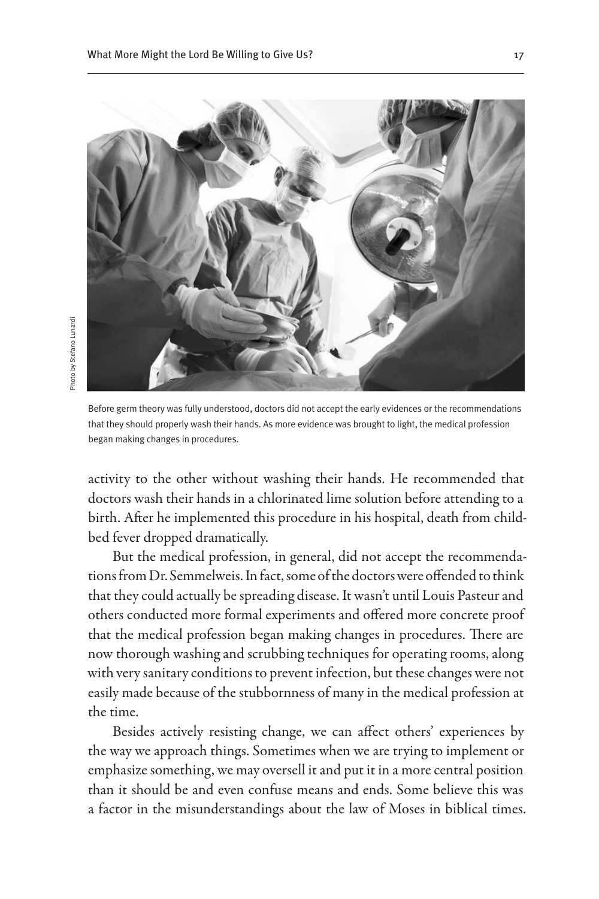Photo by Stefano Lunardi

Before germ theory was fully understood, doctors did not accept the early evidences or the recommendations that they should properly wash their hands. As more evidence was brought to light, the medical profession began making changes in procedures.

activity to the other without washing their hands. He recommended that doctors wash their hands in a chlorinated lime solution before attending to a birth. After he implemented this procedure in his hospital, death from childbed fever dropped dramatically.

But the medical profession, in general, did not accept the recommendations from Dr. Semmelweis. In fact, some of the doctors were offended to think that they could actually be spreading disease. It wasn't until Louis Pasteur and others conducted more formal experiments and offered more concrete proof that the medical profession began making changes in procedures. There are now thorough washing and scrubbing techniques for operating rooms, along with very sanitary conditions to prevent infection, but these changes were not easily made because of the stubbornness of many in the medical profession at the time.

Besides actively resisting change, we can affect others' experiences by the way we approach things. Sometimes when we are trying to implement or emphasize something, we may oversell it and put it in a more central position than it should be and even confuse means and ends. Some believe this was a factor in the misunderstandings about the law of Moses in biblical times.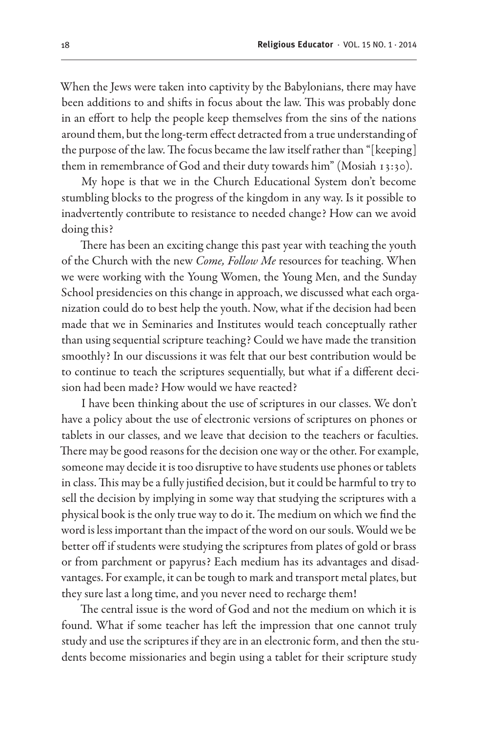When the Jews were taken into captivity by the Babylonians, there may have been additions to and shifts in focus about the law. This was probably done in an effort to help the people keep themselves from the sins of the nations around them, but the long-term effect detracted from a true understanding of the purpose of the law. The focus became the law itself rather than "[keeping] them in remembrance of God and their duty towards him" (Mosiah 13:30).

My hope is that we in the Church Educational System don't become stumbling blocks to the progress of the kingdom in any way. Is it possible to inadvertently contribute to resistance to needed change? How can we avoid doing this?

There has been an exciting change this past year with teaching the youth of the Church with the new *Come, Follow Me* resources for teaching. When we were working with the Young Women, the Young Men, and the Sunday School presidencies on this change in approach, we discussed what each organization could do to best help the youth. Now, what if the decision had been made that we in Seminaries and Institutes would teach conceptually rather than using sequential scripture teaching? Could we have made the transition smoothly? In our discussions it was felt that our best contribution would be to continue to teach the scriptures sequentially, but what if a different decision had been made? How would we have reacted?

I have been thinking about the use of scriptures in our classes. We don't have a policy about the use of electronic versions of scriptures on phones or tablets in our classes, and we leave that decision to the teachers or faculties. There may be good reasons for the decision one way or the other. For example, someone may decide it is too disruptive to have students use phones or tablets in class. This may be a fully justified decision, but it could be harmful to try to sell the decision by implying in some way that studying the scriptures with a physical book is the only true way to do it. The medium on which we find the word is less important than the impact of the word on our souls. Would we be better off if students were studying the scriptures from plates of gold or brass or from parchment or papyrus? Each medium has its advantages and disadvantages. For example, it can be tough to mark and transport metal plates, but they sure last a long time, and you never need to recharge them!

The central issue is the word of God and not the medium on which it is found. What if some teacher has left the impression that one cannot truly study and use the scriptures if they are in an electronic form, and then the students become missionaries and begin using a tablet for their scripture study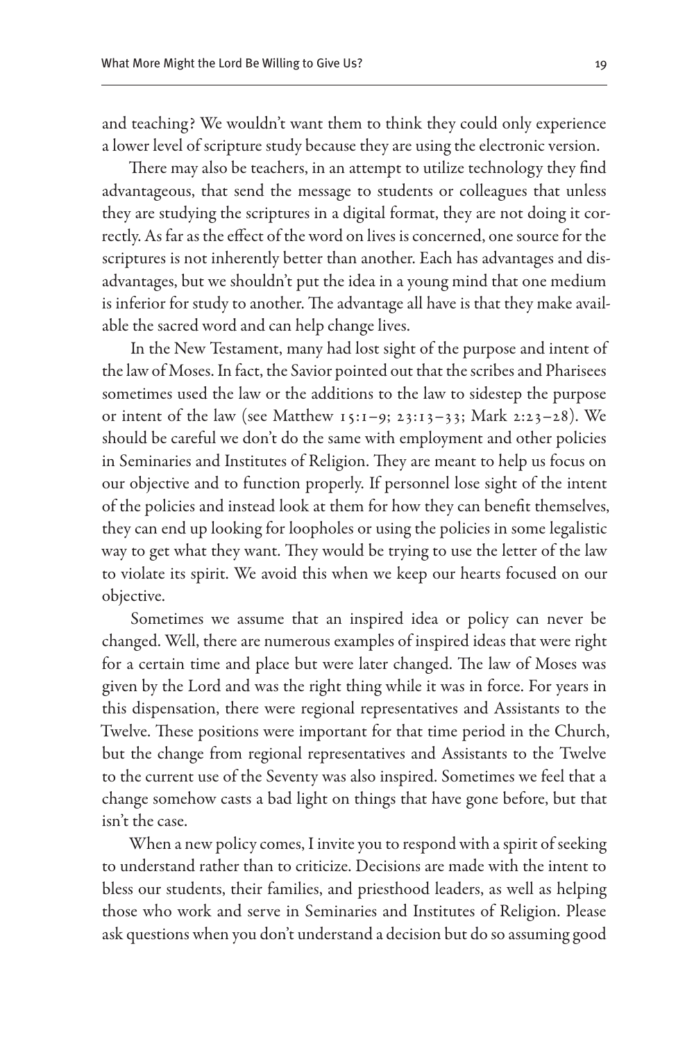and teaching? We wouldn't want them to think they could only experience a lower level of scripture study because they are using the electronic version.

There may also be teachers, in an attempt to utilize technology they find advantageous, that send the message to students or colleagues that unless they are studying the scriptures in a digital format, they are not doing it correctly. As far as the effect of the word on lives is concerned, one source for the scriptures is not inherently better than another. Each has advantages and disadvantages, but we shouldn't put the idea in a young mind that one medium is inferior for study to another. The advantage all have is that they make available the sacred word and can help change lives.

In the New Testament, many had lost sight of the purpose and intent of the law of Moses. In fact, the Savior pointed out that the scribes and Pharisees sometimes used the law or the additions to the law to sidestep the purpose or intent of the law (see Matthew 15:1–9; 23:13–33; Mark 2:23–28). We should be careful we don't do the same with employment and other policies in Seminaries and Institutes of Religion. They are meant to help us focus on our objective and to function properly. If personnel lose sight of the intent of the policies and instead look at them for how they can benefit themselves, they can end up looking for loopholes or using the policies in some legalistic way to get what they want. They would be trying to use the letter of the law to violate its spirit. We avoid this when we keep our hearts focused on our objective.

Sometimes we assume that an inspired idea or policy can never be changed. Well, there are numerous examples of inspired ideas that were right for a certain time and place but were later changed. The law of Moses was given by the Lord and was the right thing while it was in force. For years in this dispensation, there were regional representatives and Assistants to the Twelve. These positions were important for that time period in the Church, but the change from regional representatives and Assistants to the Twelve to the current use of the Seventy was also inspired. Sometimes we feel that a change somehow casts a bad light on things that have gone before, but that isn't the case.

When a new policy comes, I invite you to respond with a spirit of seeking to understand rather than to criticize. Decisions are made with the intent to bless our students, their families, and priesthood leaders, as well as helping those who work and serve in Seminaries and Institutes of Religion. Please ask questions when you don't understand a decision but do so assuming good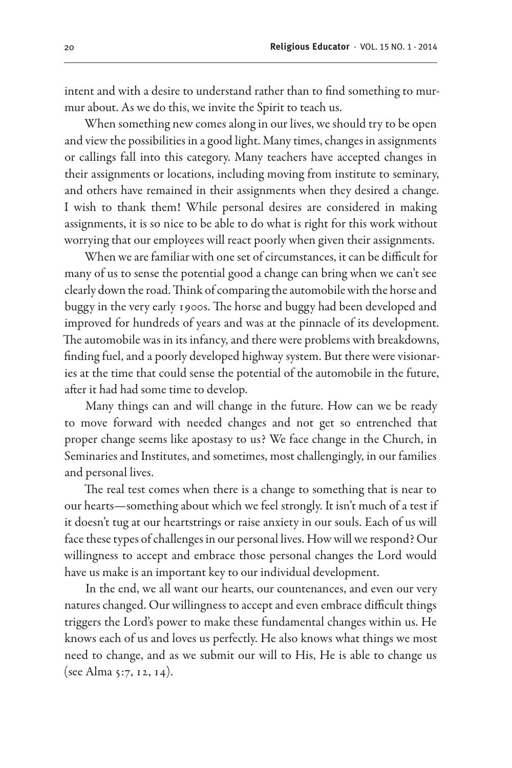intent and with a desire to understand rather than to find something to murmur about. As we do this, we invite the Spirit to teach us.

When something new comes along in our lives, we should try to be open and view the possibilities in a good light. Many times, changes in assignments or callings fall into this category. Many teachers have accepted changes in their assignments or locations, including moving from institute to seminary, and others have remained in their assignments when they desired a change. I wish to thank them! While personal desires are considered in making assignments, it is so nice to be able to do what is right for this work without worrying that our employees will react poorly when given their assignments.

When we are familiar with one set of circumstances, it can be difficult for many of us to sense the potential good a change can bring when we can't see clearly down the road. Think of comparing the automobile with the horse and buggy in the very early 1900s. The horse and buggy had been developed and improved for hundreds of years and was at the pinnacle of its development. The automobile was in its infancy, and there were problems with breakdowns, finding fuel, and a poorly developed highway system. But there were visionaries at the time that could sense the potential of the automobile in the future, after it had had some time to develop.

Many things can and will change in the future. How can we be ready to move forward with needed changes and not get so entrenched that proper change seems like apostasy to us? We face change in the Church, in Seminaries and Institutes, and sometimes, most challengingly, in our families and personal lives.

The real test comes when there is a change to something that is near to our hearts—something about which we feel strongly. It isn't much of a test if it doesn't tug at our heartstrings or raise anxiety in our souls. Each of us will face these types of challenges in our personal lives. How will we respond? Our willingness to accept and embrace those personal changes the Lord would have us make is an important key to our individual development.

In the end, we all want our hearts, our countenances, and even our very natures changed. Our willingness to accept and even embrace difficult things triggers the Lord's power to make these fundamental changes within us. He knows each of us and loves us perfectly. He also knows what things we most need to change, and as we submit our will to His, He is able to change us (see Alma 5:7, 12, 14).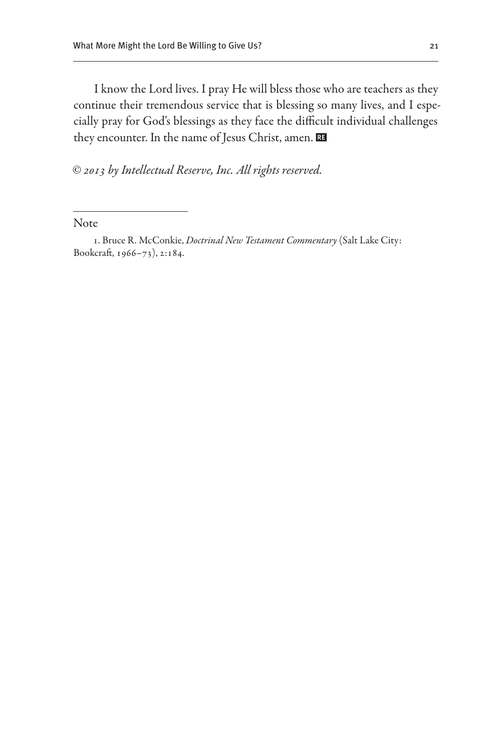I know the Lord lives. I pray He will bless those who are teachers as they continue their tremendous service that is blessing so many lives, and I especially pray for God's blessings as they face the difficult individual challenges they encounter. In the name of Jesus Christ, amen. RE

*© 2013 by Intellectual Reserve, Inc. All rights reserved.*

---

Note

1. Bruce R. McConkie, *Doctrinal New Testament Commentary* (Salt Lake City: Bookcraft, 1966–73), 2:184.